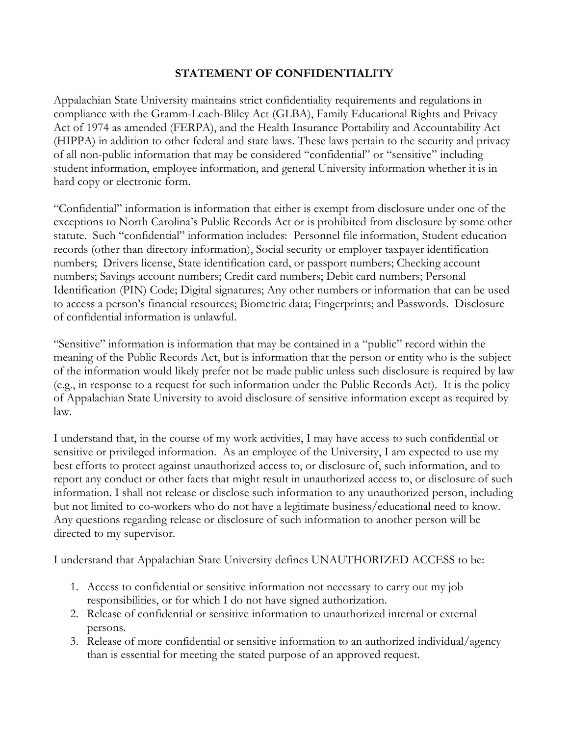# STATEMENT OF CONFIDENTIALITY

Appalachian State University maintains strict confidentiality requirements and regulations in compliance with the Gramm-Leach-Bliley Act (GLBA), Family Educational Rights and Privacy Act of 1974 as amended (FERPA), and the Health Insurance Portability and Accountability Act (HIPPA) in addition to other federal and state laws. These laws pertain to the security and privacy of all non-public information that may be considered "confidential" or "sensitive" including student information, employee information, and general University information whether it is in hard copy or electronic form.

"Confidential" information is information that either is exempt from disclosure under one of the exceptions to North Carolina's Public Records Act or is prohibited from disclosure by some other statute. Such "confidential" information includes: Personnel file information, Student education records (other than directory information), Social security or employer taxpayer identification numbers; Drivers license, State identification card, or passport numbers; Checking account numbers; Savings account numbers; Credit card numbers; Debit card numbers; Personal Identification (PIN) Code; Digital signatures; Any other numbers or information that can be used to access a person's financial resources; Biometric data; Fingerprints; and Passwords. Disclosure of confidential information is unlawful.

"Sensitive" information is information that may be contained in a "public" record within the meaning of the Public Records Act, but is information that the person or entity who is the subject of the information would likely prefer not be made public unless such disclosure is required by law (e.g., in response to a request for such information under the Public Records Act). It is the policy of Appalachian State University to avoid disclosure of sensitive information except as required by law.

I understand that, in the course of my work activities, I may have access to such confidential or sensitive or privileged information. As an employee of the University, I am expected to use my best efforts to protect against unauthorized access to, or disclosure of, such information, and to report any conduct or other facts that might result in unauthorized access to, or disclosure of such information. I shall not release or disclose such information to any unauthorized person, including but not limited to co-workers who do not have a legitimate business/educational need to know. Any questions regarding release or disclosure of such information to another person will be directed to my supervisor.

I understand that Appalachian State University defines UNAUTHORIZED ACCESS to be:

1. Access to confidential or sensitive information not necessary to carry out my job responsibilities, or for which I do not have signed authorization.
2. Release of confidential or sensitive information to unauthorized internal or external persons.
3. Release of more confidential or sensitive information to an authorized individual/agency than is essential for meeting the stated purpose of an approved request.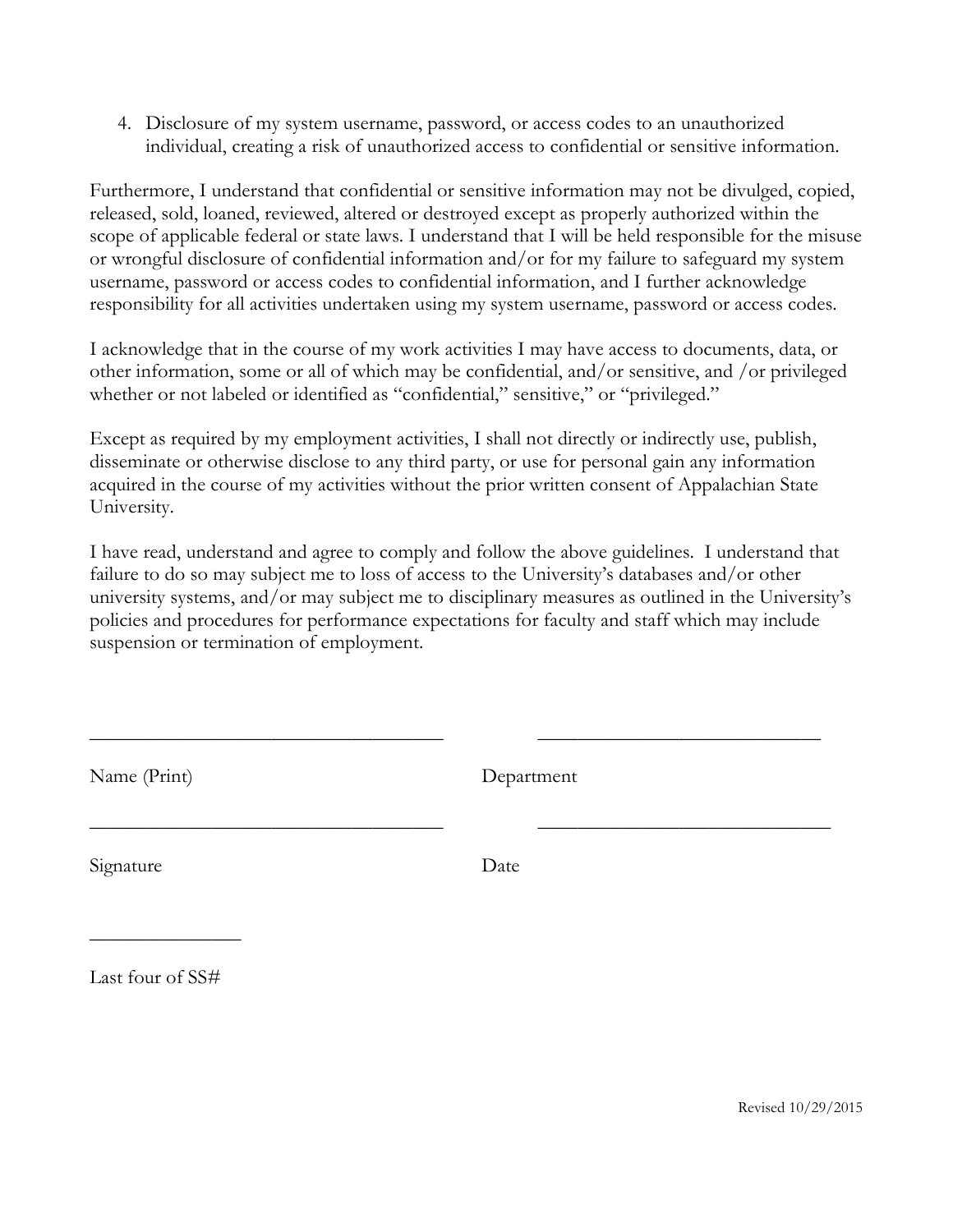4. Disclosure of my system username, password, or access codes to an unauthorized individual, creating a risk of unauthorized access to confidential or sensitive information.

Furthermore, I understand that confidential or sensitive information may not be divulged, copied, released, sold, loaned, reviewed, altered or destroyed except as properly authorized within the scope of applicable federal or state laws. I understand that I will be held responsible for the misuse or wrongful disclosure of confidential information and/or for my failure to safeguard my system username, password or access codes to confidential information, and I further acknowledge responsibility for all activities undertaken using my system username, password or access codes.

I acknowledge that in the course of my work activities I may have access to documents, data, or other information, some or all of which may be confidential, and/or sensitive, and /or privileged whether or not labeled or identified as "confidential," sensitive," or "privileged."

Except as required by my employment activities, I shall not directly or indirectly use, publish, disseminate or otherwise disclose to any third party, or use for personal gain any information acquired in the course of my activities without the prior written consent of Appalachian State University.

I have read, understand and agree to comply and follow the above guidelines. I understand that failure to do so may subject me to loss of access to the University's databases and/or other university systems, and/or may subject me to disciplinary measures as outlined in the University's policies and procedures for performance expectations for faculty and staff which may include suspension or termination of employment.

___________________________________ ____________________________

Name (Print) Department

___________________________________ _____________________________

Signature Date

_______________

Last four of SS#

Revised 10/29/2015